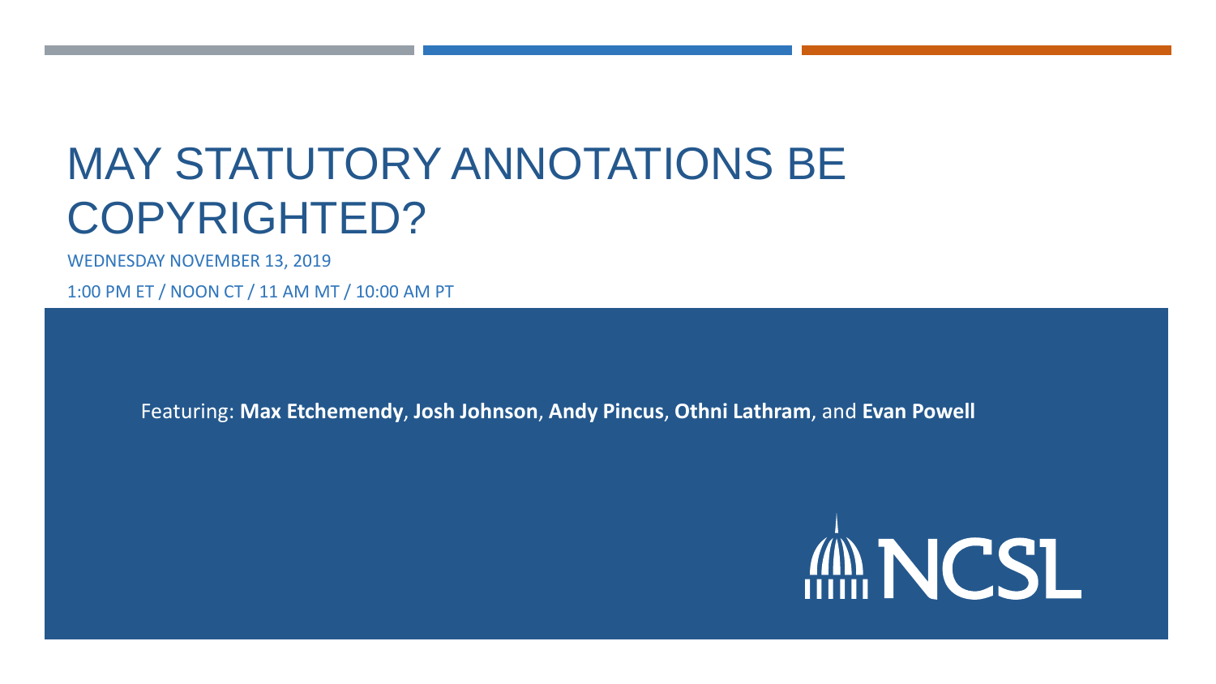# MAY STATUTORY ANNOTATIONS BE COPYRIGHTED?

WEDNESDAY NOVEMBER 13, 2019

1:00 PM ET / NOON CT / 11 AM MT / 10:00 AM PT

Featuring: **Max Etchemendy**, **Josh Johnson**, **Andy Pincus**, **Othni Lathram**, and **Evan Powell**

NCSL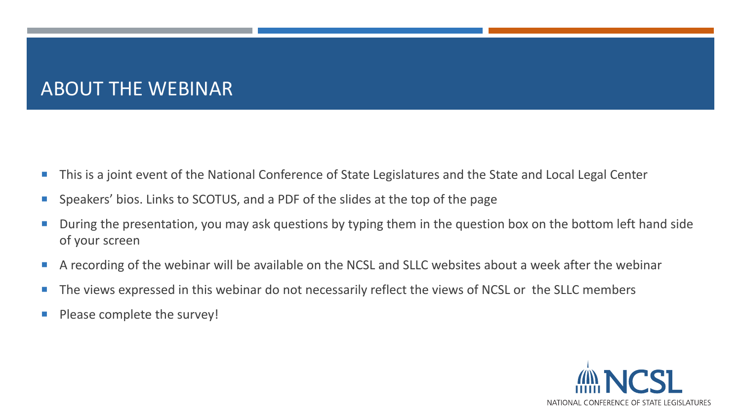# ABOUT THE WEBINAR

- This is a joint event of the National Conference of State Legislatures and the State and Local Legal Center
- Speakers' bios. Links to SCOTUS, and a PDF of the slides at the top of the page
- During the presentation, you may ask questions by typing them in the question box on the bottom left hand side of your screen
- A recording of the webinar will be available on the NCSL and SLLC websites about a week after the webinar
- The views expressed in this webinar do not necessarily reflect the views of NCSL or the SLLC members
- Please complete the survey!

NCSL
NATIONAL CONFERENCE OF STATE LEGISLATURES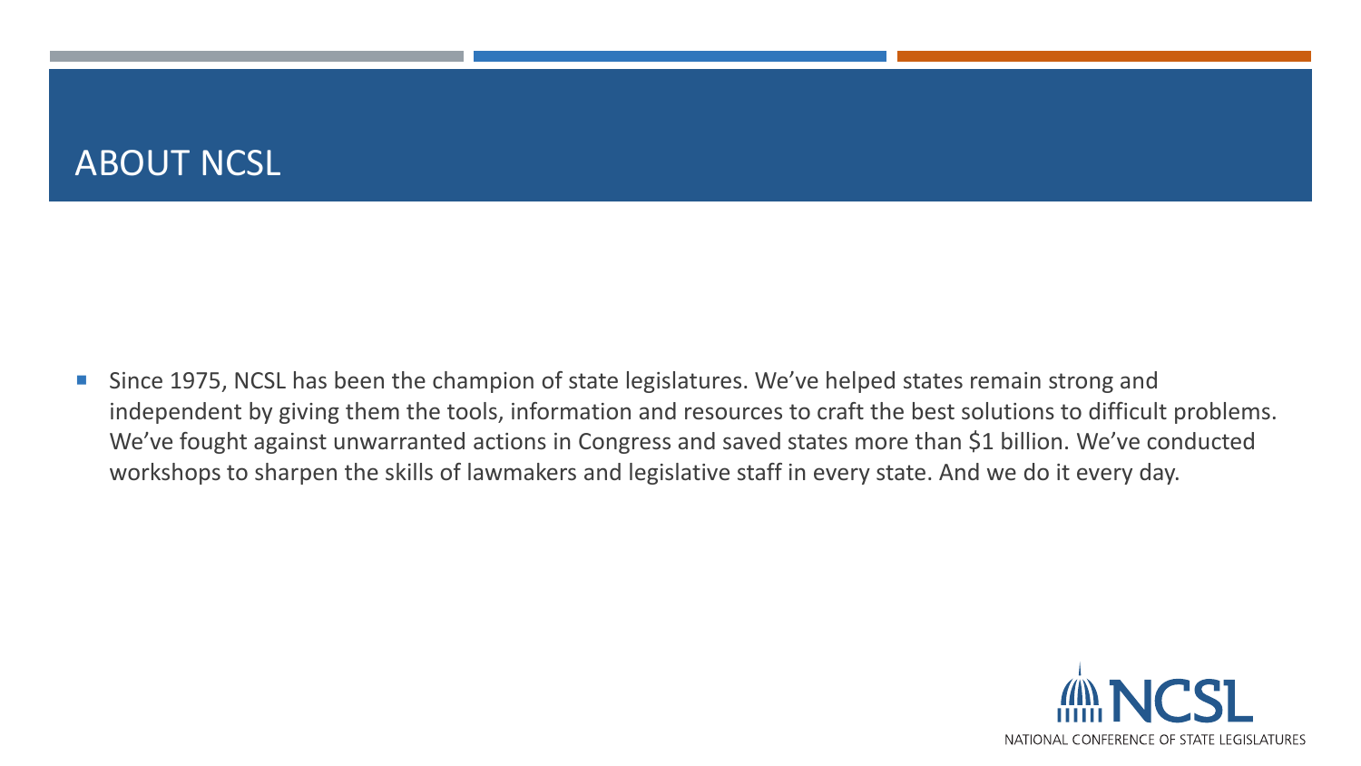# ABOUT NCSL

- Since 1975, NCSL has been the champion of state legislatures. We've helped states remain strong and independent by giving them the tools, information and resources to craft the best solutions to difficult problems. We've fought against unwarranted actions in Congress and saved states more than $1 billion. We've conducted workshops to sharpen the skills of lawmakers and legislative staff in every state. And we do it every day.

NCSL
NATIONAL CONFERENCE OF STATE LEGISLATURES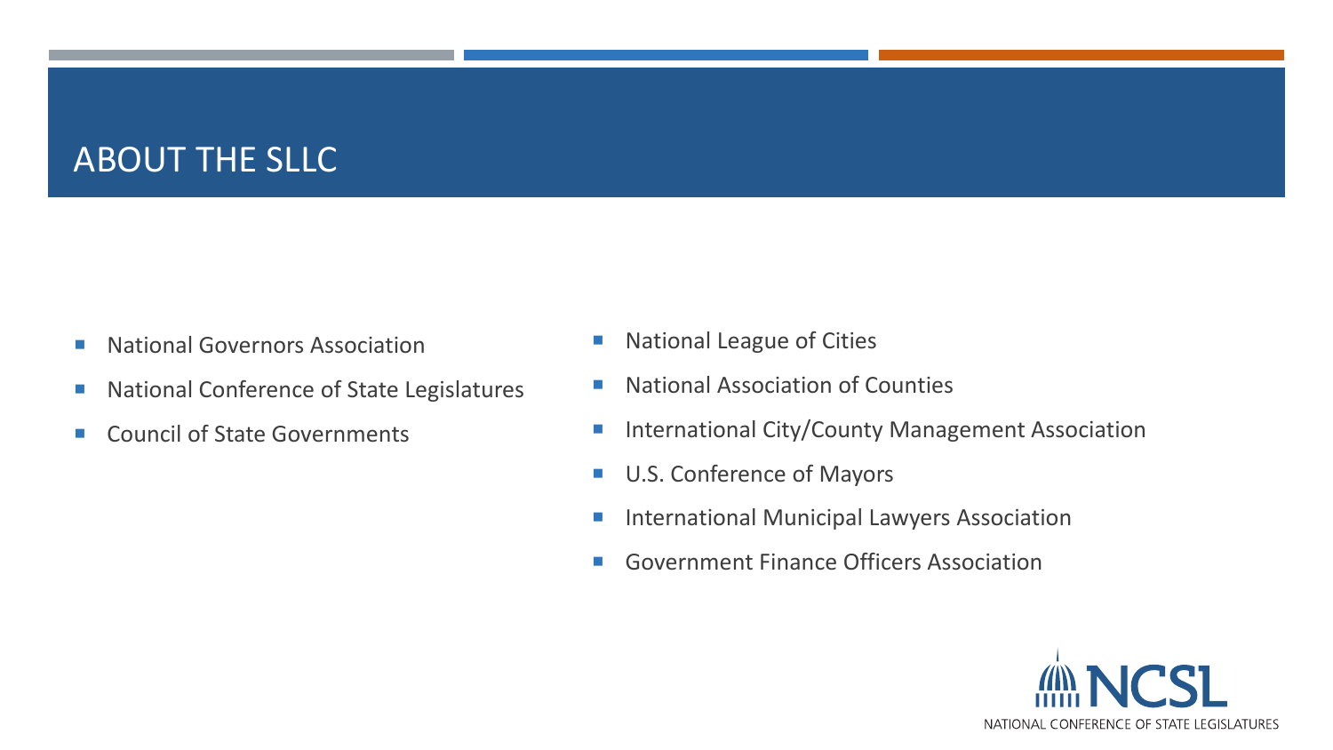# ABOUT THE SLLC

- National Governors Association
- National Conference of State Legislatures
- Council of State Governments
- National League of Cities
- National Association of Counties
- International City/County Management Association
- U.S. Conference of Mayors
- International Municipal Lawyers Association
- Government Finance Officers Association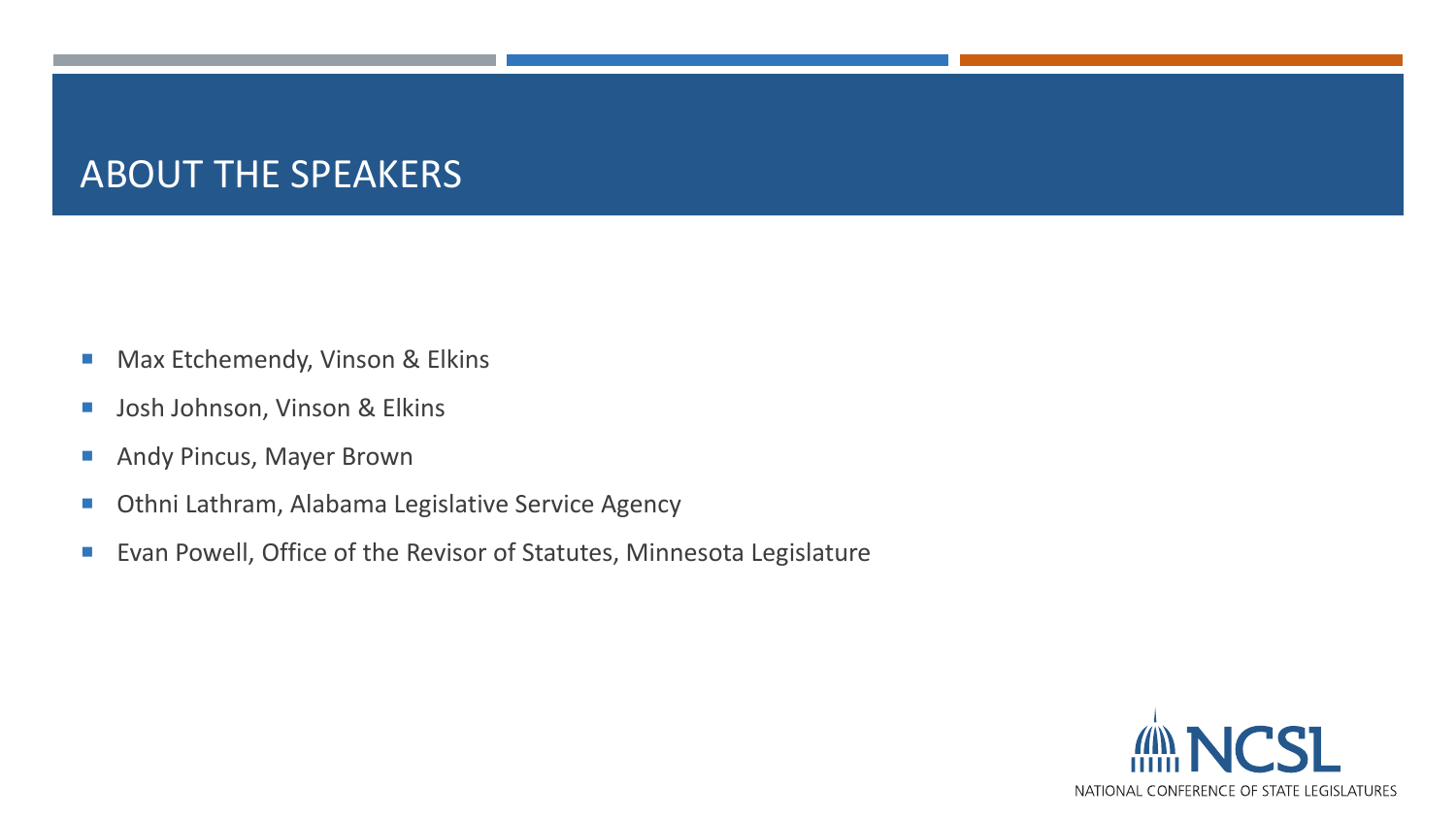# ABOUT THE SPEAKERS

- Max Etchemendy, Vinson & Elkins
- Josh Johnson, Vinson & Elkins
- Andy Pincus, Mayer Brown
- Othni Lathram, Alabama Legislative Service Agency
- Evan Powell, Office of the Revisor of Statutes, Minnesota Legislature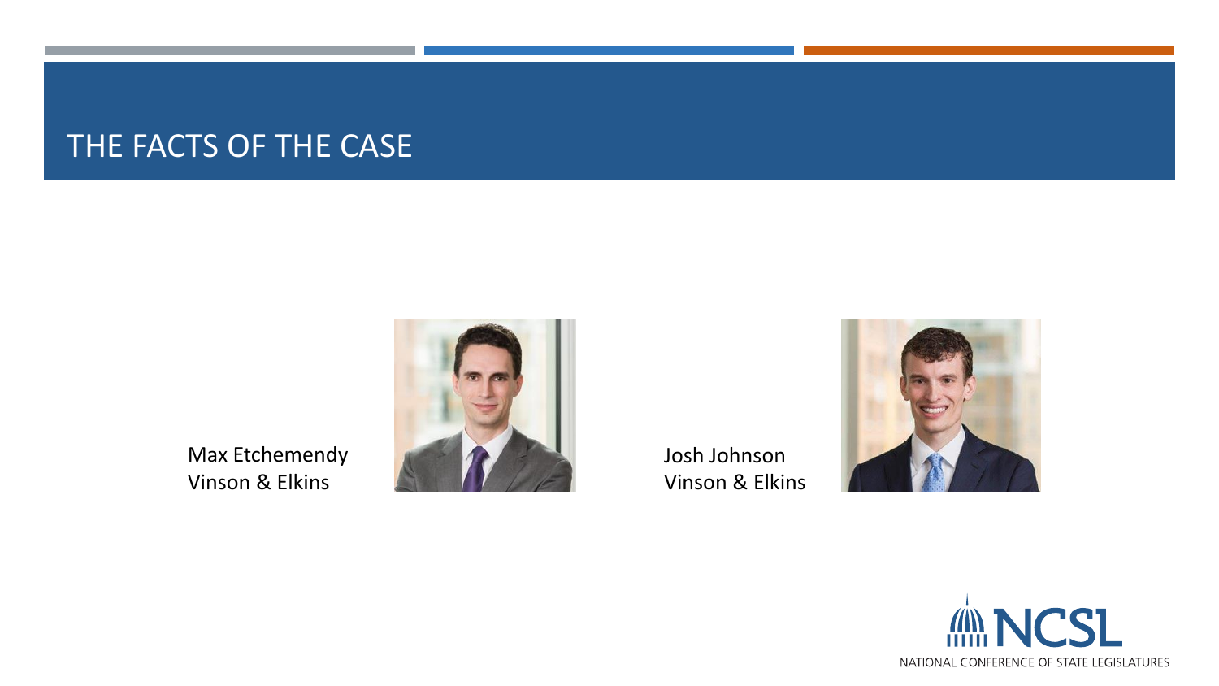# THE FACTS OF THE CASE

Max Etchemendy
Vinson & Elkins

Josh Johnson
Vinson & Elkins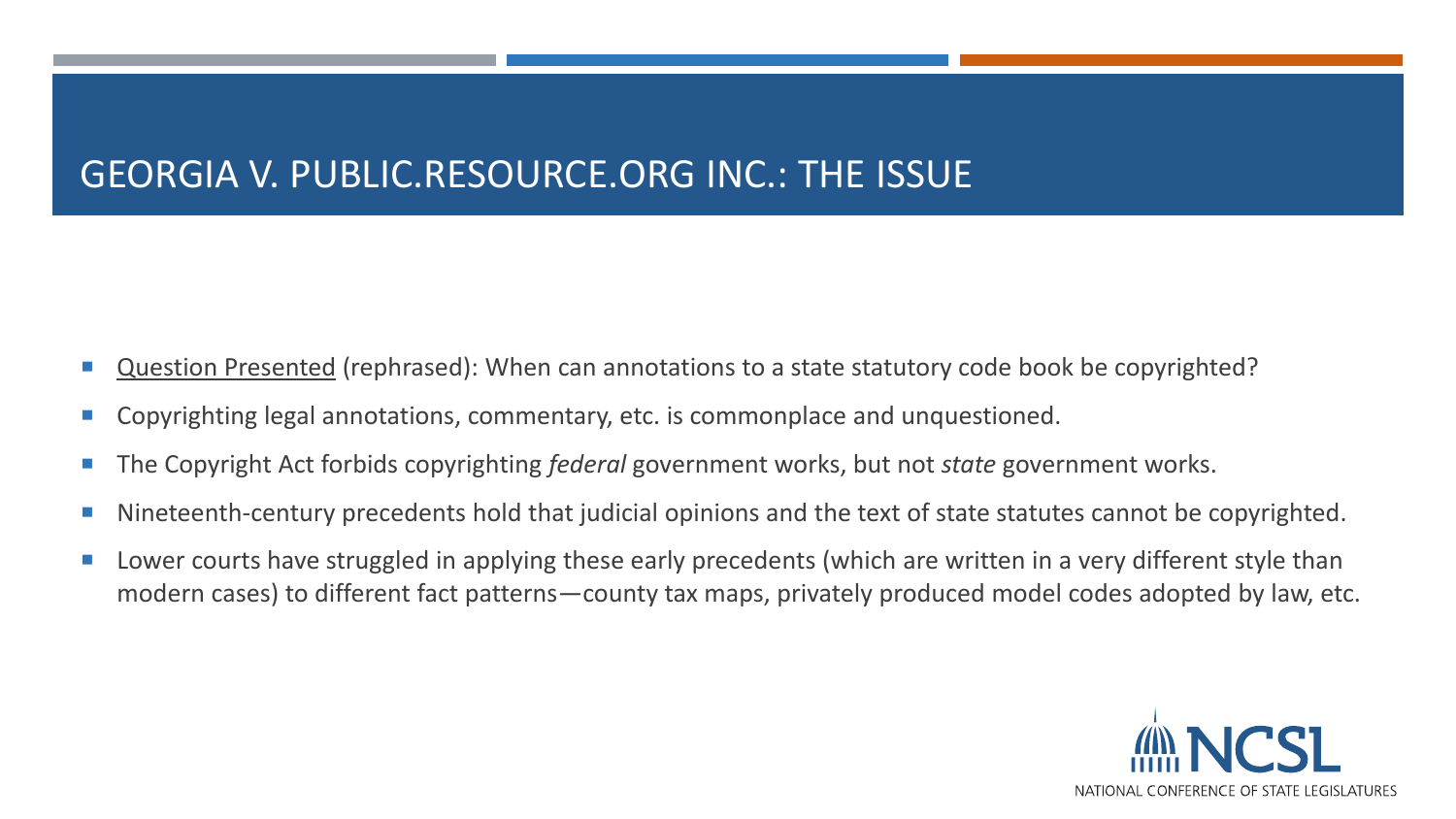# GEORGIA V. PUBLIC.RESOURCE.ORG INC.: THE ISSUE

- Question Presented (rephrased): When can annotations to a state statutory code book be copyrighted?
- Copyrighting legal annotations, commentary, etc. is commonplace and unquestioned.
- The Copyright Act forbids copyrighting *federal* government works, but not *state* government works.
- Nineteenth-century precedents hold that judicial opinions and the text of state statutes cannot be copyrighted.
- Lower courts have struggled in applying these early precedents (which are written in a very different style than modern cases) to different fact patterns—county tax maps, privately produced model codes adopted by law, etc.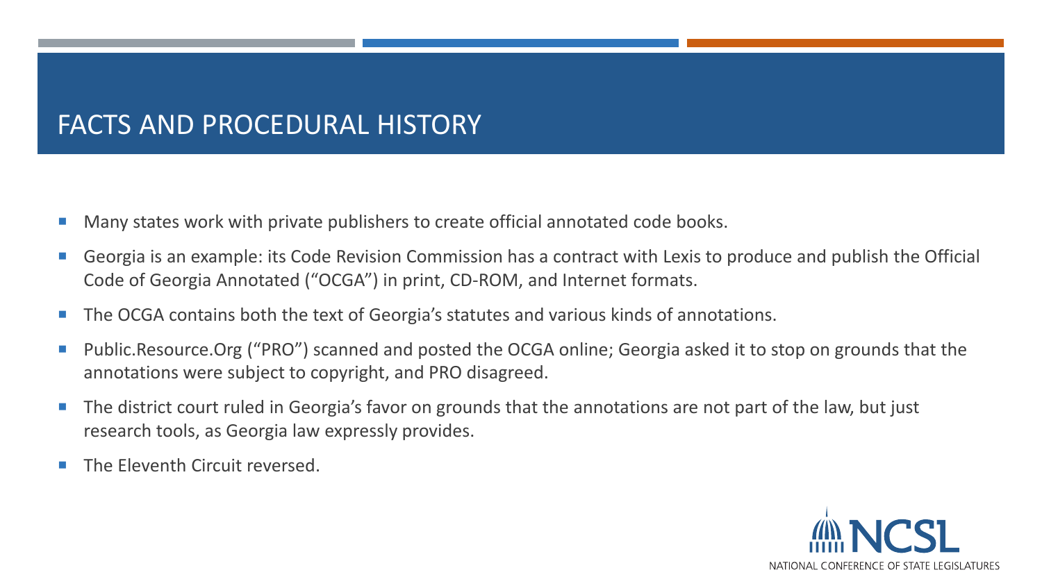# FACTS AND PROCEDURAL HISTORY

- Many states work with private publishers to create official annotated code books.
- Georgia is an example: its Code Revision Commission has a contract with Lexis to produce and publish the Official Code of Georgia Annotated ("OCGA") in print, CD-ROM, and Internet formats.
- The OCGA contains both the text of Georgia's statutes and various kinds of annotations.
- Public.Resource.Org ("PRO") scanned and posted the OCGA online; Georgia asked it to stop on grounds that the annotations were subject to copyright, and PRO disagreed.
- The district court ruled in Georgia's favor on grounds that the annotations are not part of the law, but just research tools, as Georgia law expressly provides.
- The Eleventh Circuit reversed.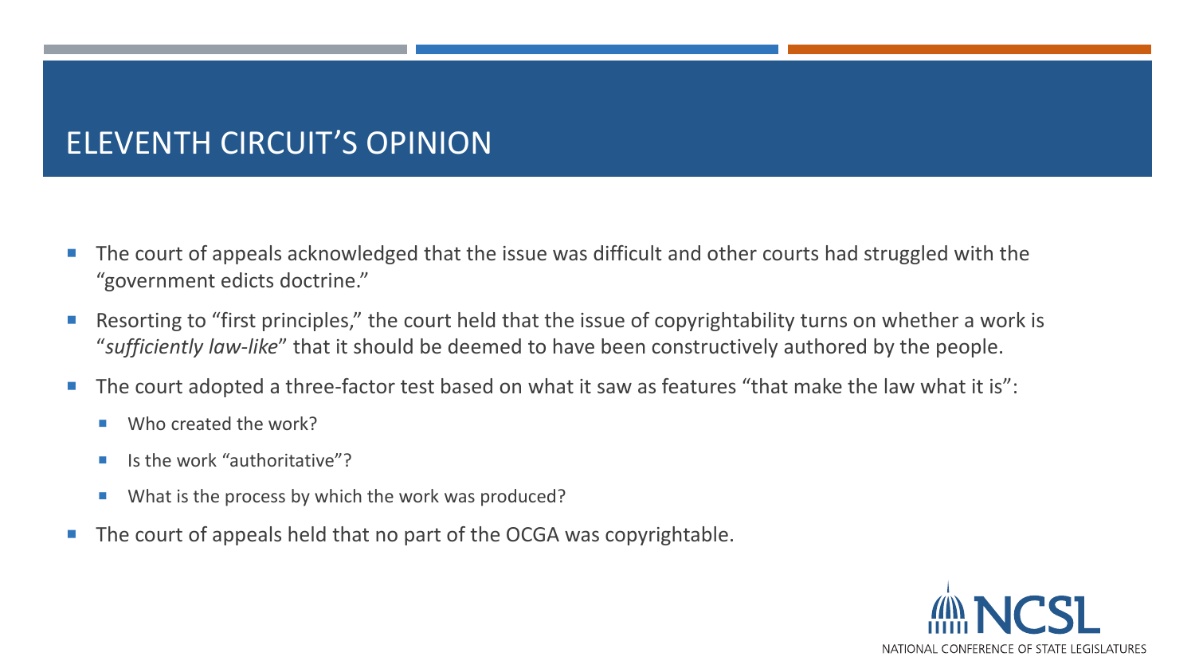# ELEVENTH CIRCUIT'S OPINION

- The court of appeals acknowledged that the issue was difficult and other courts had struggled with the "government edicts doctrine."
- Resorting to "first principles," the court held that the issue of copyrightability turns on whether a work is "*sufficiently law-like*" that it should be deemed to have been constructively authored by the people.
- The court adopted a three-factor test based on what it saw as features "that make the law what it is":
  - Who created the work?
  - Is the work "authoritative"?
  - What is the process by which the work was produced?
- The court of appeals held that no part of the OCGA was copyrightable.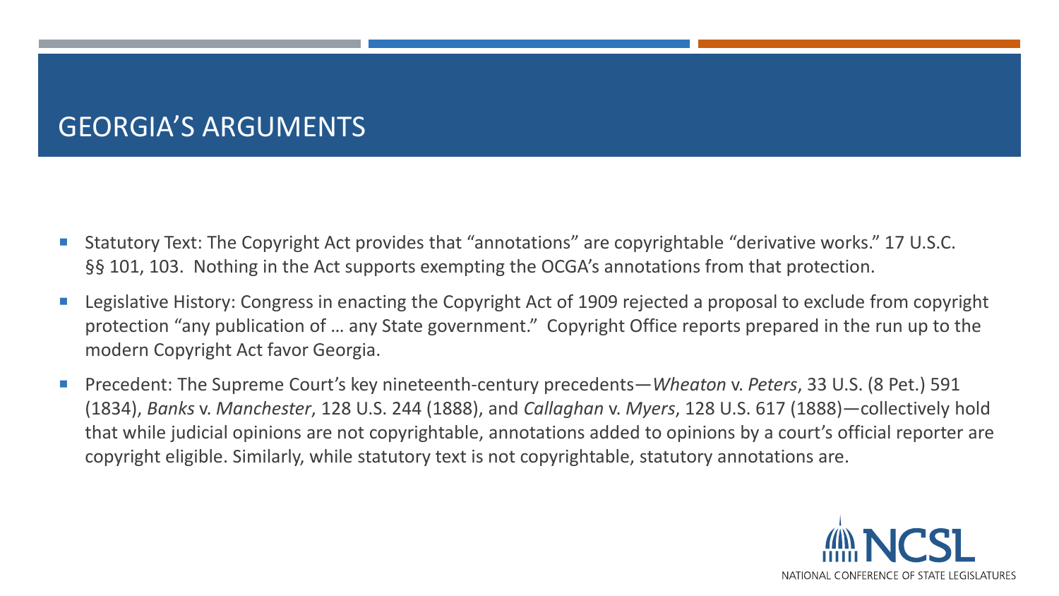# GEORGIA'S ARGUMENTS

- Statutory Text: The Copyright Act provides that "annotations" are copyrightable "derivative works." 17 U.S.C. §§ 101, 103. Nothing in the Act supports exempting the OCGA's annotations from that protection.
- Legislative History: Congress in enacting the Copyright Act of 1909 rejected a proposal to exclude from copyright protection "any publication of … any State government." Copyright Office reports prepared in the run up to the modern Copyright Act favor Georgia.
- Precedent: The Supreme Court's key nineteenth-century precedents—*Wheaton* v. *Peters*, 33 U.S. (8 Pet.) 591 (1834), *Banks* v. *Manchester*, 128 U.S. 244 (1888), and *Callaghan* v. *Myers*, 128 U.S. 617 (1888)—collectively hold that while judicial opinions are not copyrightable, annotations added to opinions by a court's official reporter are copyright eligible. Similarly, while statutory text is not copyrightable, statutory annotations are.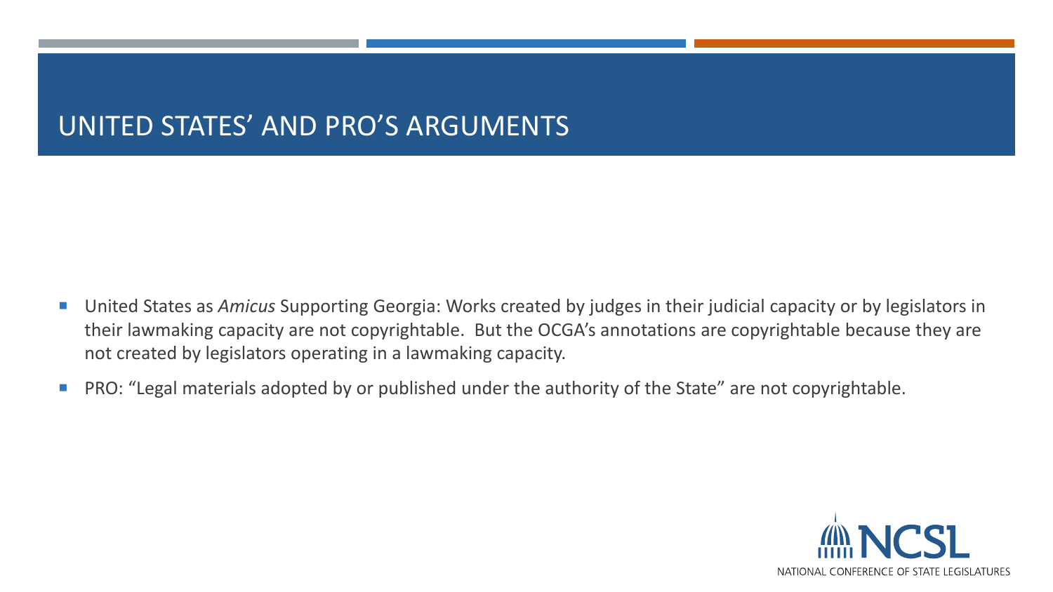# UNITED STATES' AND PRO'S ARGUMENTS

- United States as *Amicus* Supporting Georgia: Works created by judges in their judicial capacity or by legislators in their lawmaking capacity are not copyrightable. But the OCGA's annotations are copyrightable because they are not created by legislators operating in a lawmaking capacity.
- PRO: "Legal materials adopted by or published under the authority of the State" are not copyrightable.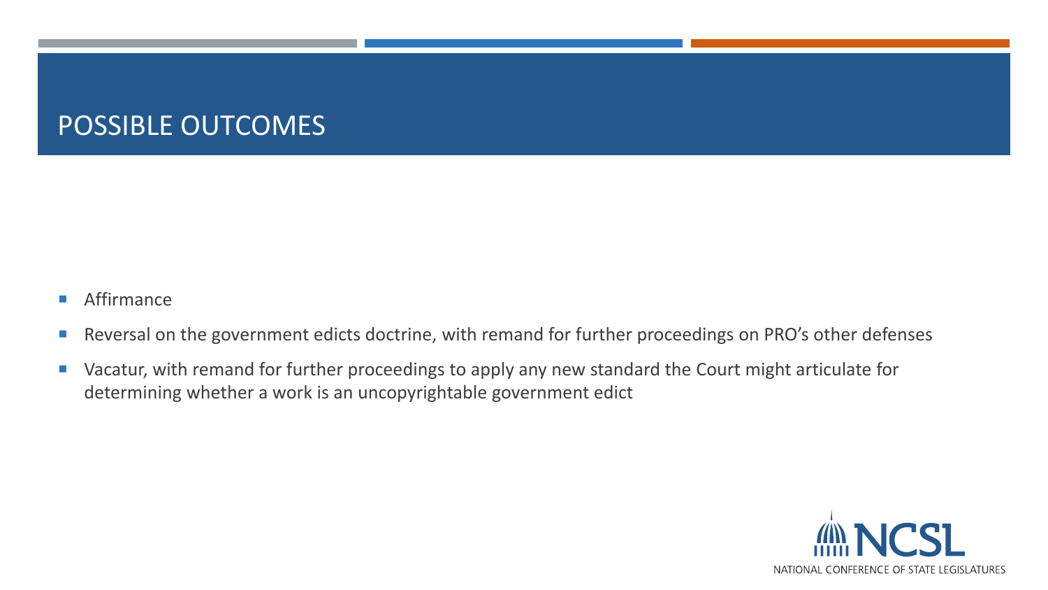# POSSIBLE OUTCOMES

- Affirmance
- Reversal on the government edicts doctrine, with remand for further proceedings on PRO's other defenses
- Vacatur, with remand for further proceedings to apply any new standard the Court might articulate for determining whether a work is an uncopyrightable government edict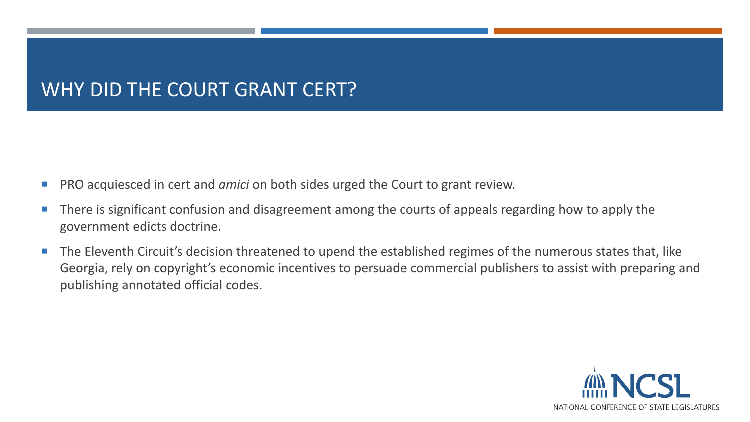# WHY DID THE COURT GRANT CERT?

- PRO acquiesced in cert and *amici* on both sides urged the Court to grant review.
- There is significant confusion and disagreement among the courts of appeals regarding how to apply the government edicts doctrine.
- The Eleventh Circuit's decision threatened to upend the established regimes of the numerous states that, like Georgia, rely on copyright's economic incentives to persuade commercial publishers to assist with preparing and publishing annotated official codes.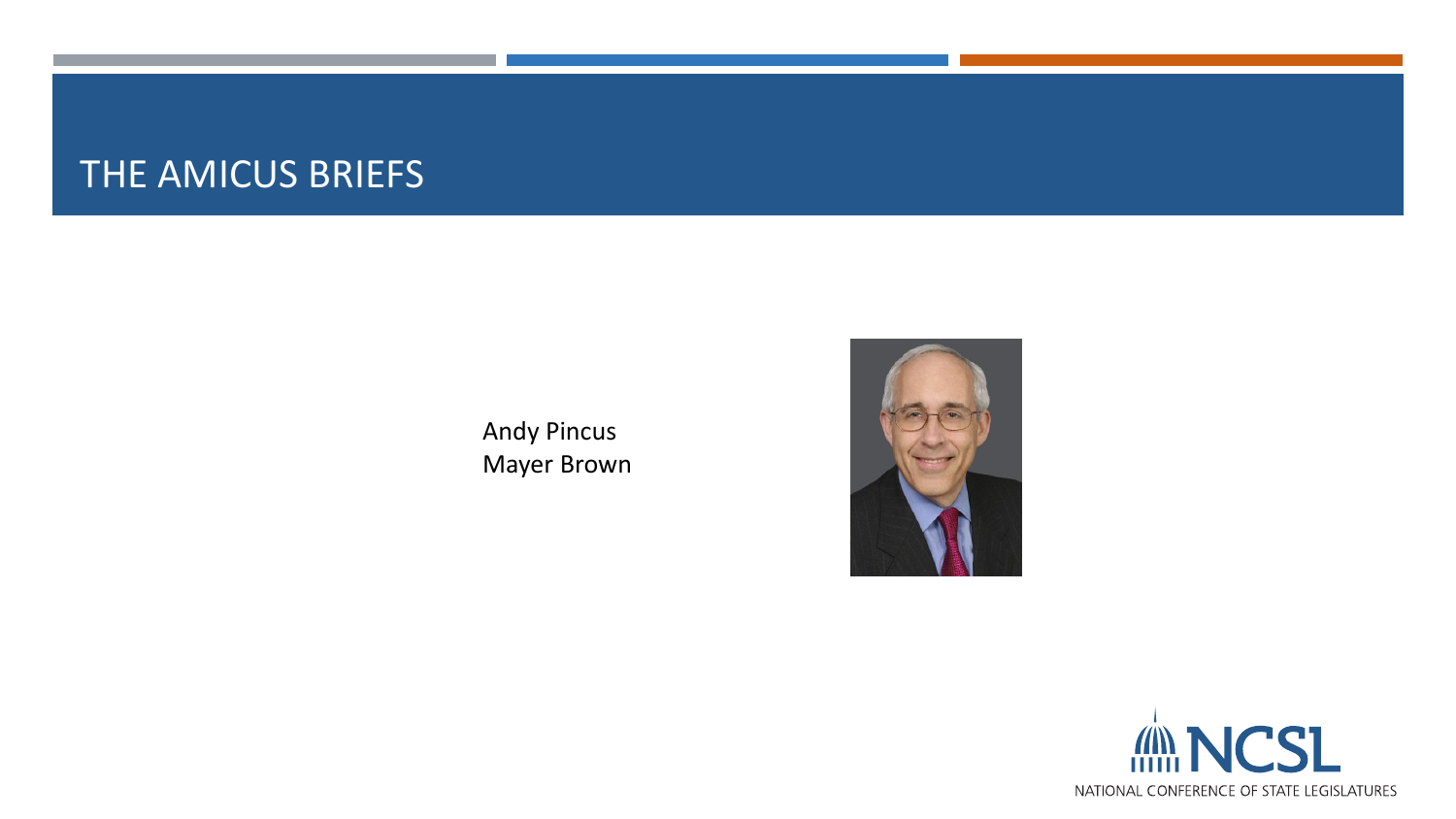# THE AMICUS BRIEFS

Andy Pincus
Mayer Brown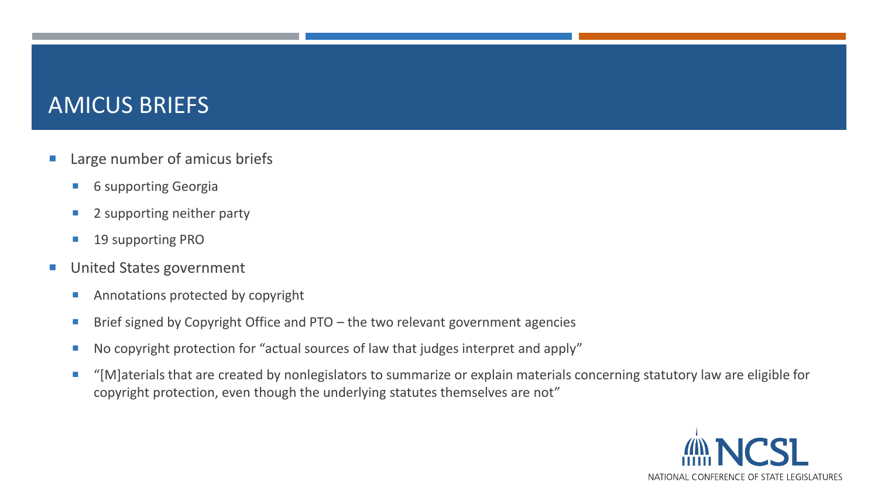# AMICUS BRIEFS

- Large number of amicus briefs
  - 6 supporting Georgia
  - 2 supporting neither party
  - 19 supporting PRO
- United States government
  - Annotations protected by copyright
  - Brief signed by Copyright Office and PTO – the two relevant government agencies
  - No copyright protection for "actual sources of law that judges interpret and apply"
  - "[M]aterials that are created by nonlegislators to summarize or explain materials concerning statutory law are eligible for copyright protection, even though the underlying statutes themselves are not"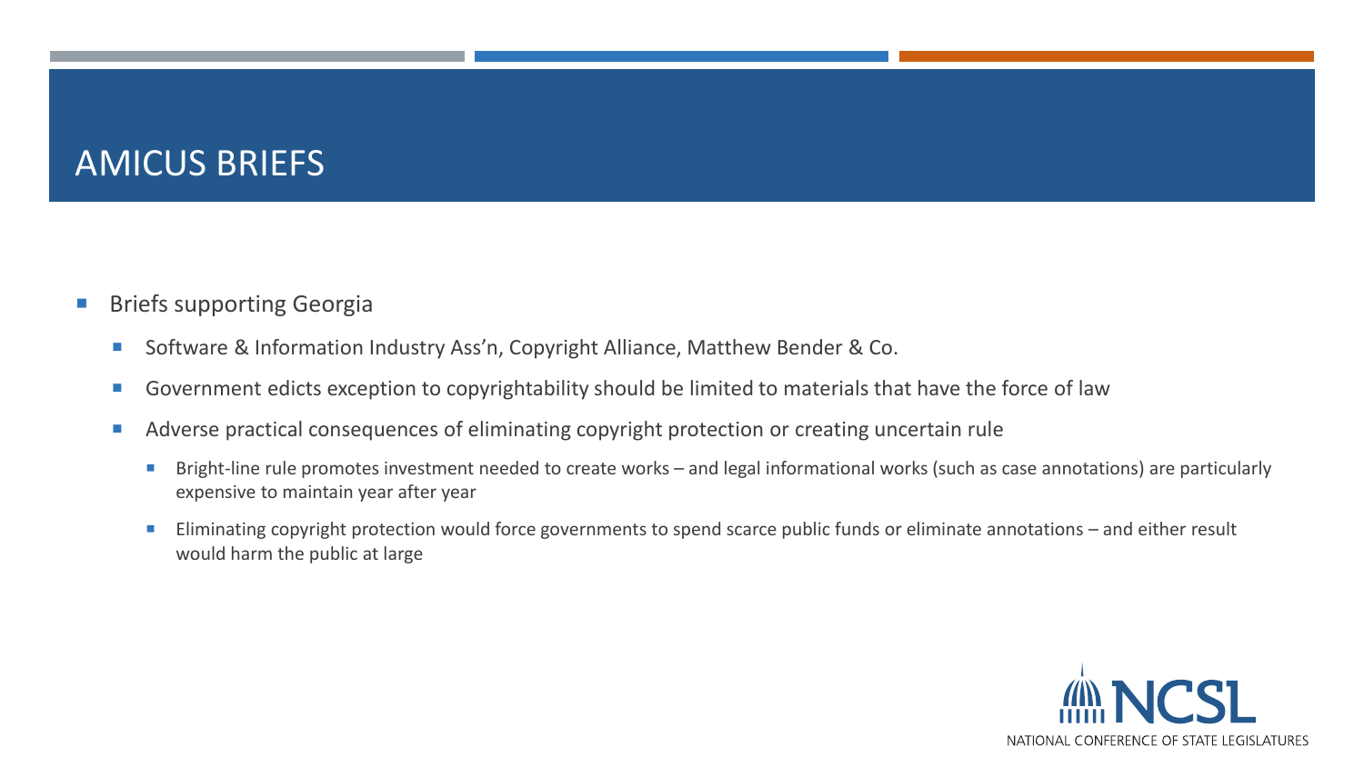# AMICUS BRIEFS

- Briefs supporting Georgia
  - Software & Information Industry Ass'n, Copyright Alliance, Matthew Bender & Co.
  - Government edicts exception to copyrightability should be limited to materials that have the force of law
  - Adverse practical consequences of eliminating copyright protection or creating uncertain rule
    - Bright-line rule promotes investment needed to create works – and legal informational works (such as case annotations) are particularly expensive to maintain year after year
    - Eliminating copyright protection would force governments to spend scarce public funds or eliminate annotations – and either result would harm the public at large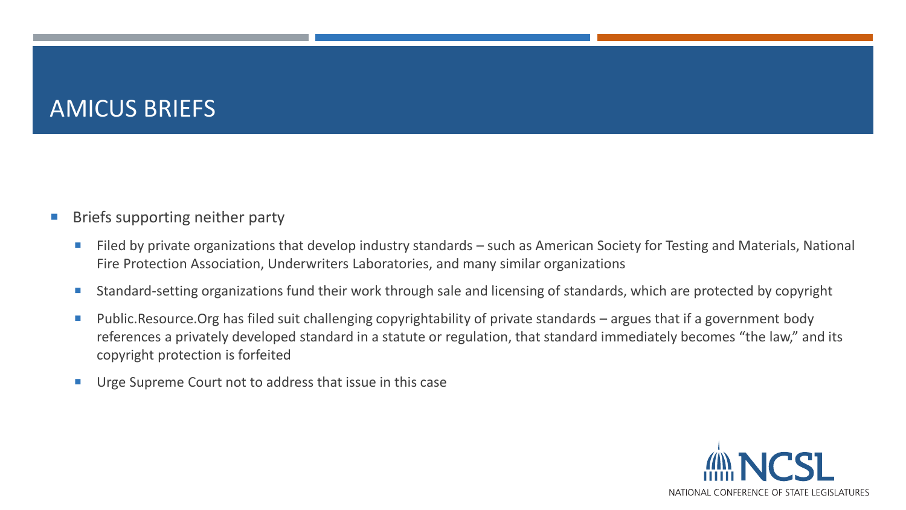# AMICUS BRIEFS

- Briefs supporting neither party
  - Filed by private organizations that develop industry standards – such as American Society for Testing and Materials, National Fire Protection Association, Underwriters Laboratories, and many similar organizations
  - Standard-setting organizations fund their work through sale and licensing of standards, which are protected by copyright
  - Public.Resource.Org has filed suit challenging copyrightability of private standards – argues that if a government body references a privately developed standard in a statute or regulation, that standard immediately becomes "the law," and its copyright protection is forfeited
  - Urge Supreme Court not to address that issue in this case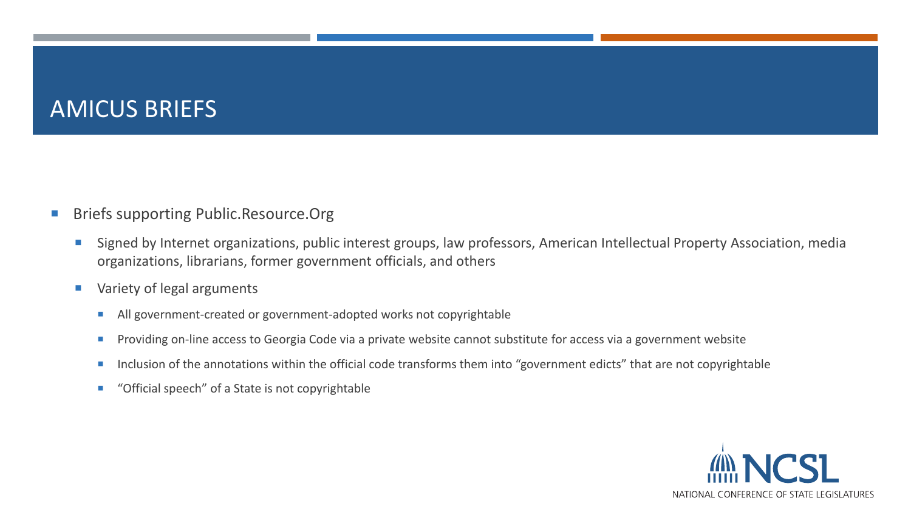# AMICUS BRIEFS

- Briefs supporting Public.Resource.Org
  - Signed by Internet organizations, public interest groups, law professors, American Intellectual Property Association, media organizations, librarians, former government officials, and others
  - Variety of legal arguments
    - All government-created or government-adopted works not copyrightable
    - Providing on-line access to Georgia Code via a private website cannot substitute for access via a government website
    - Inclusion of the annotations within the official code transforms them into "government edicts" that are not copyrightable
    - "Official speech" of a State is not copyrightable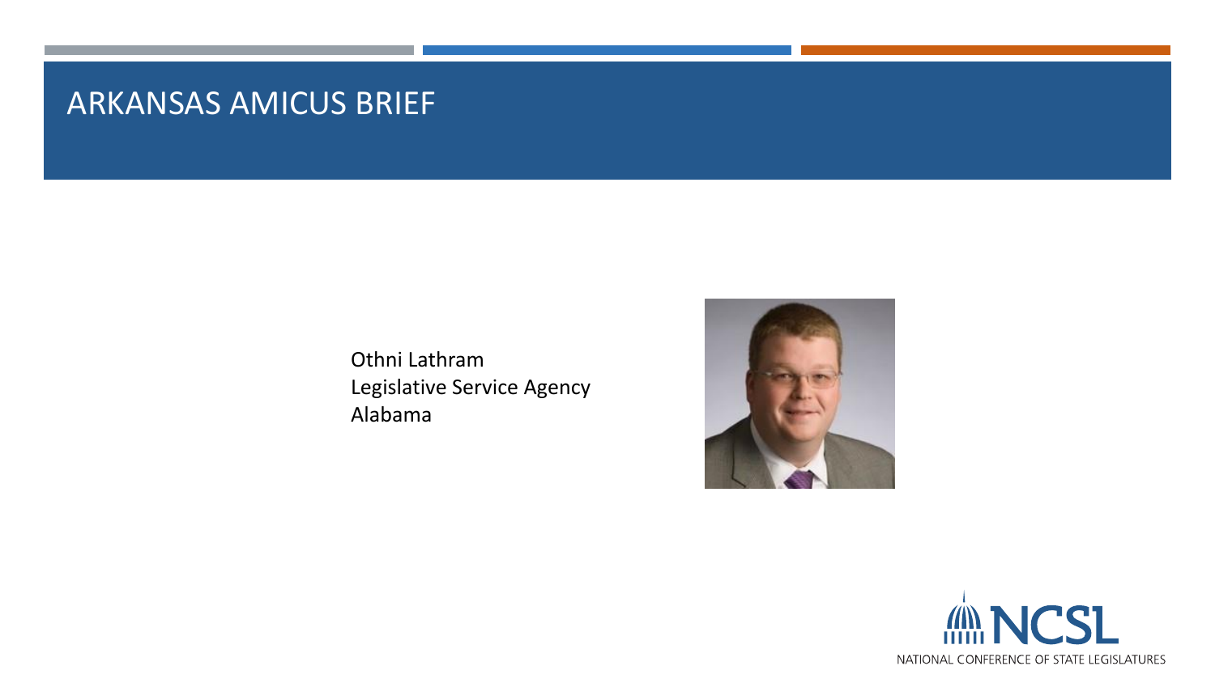# ARKANSAS AMICUS BRIEF

Othni Lathram
Legislative Service Agency
Alabama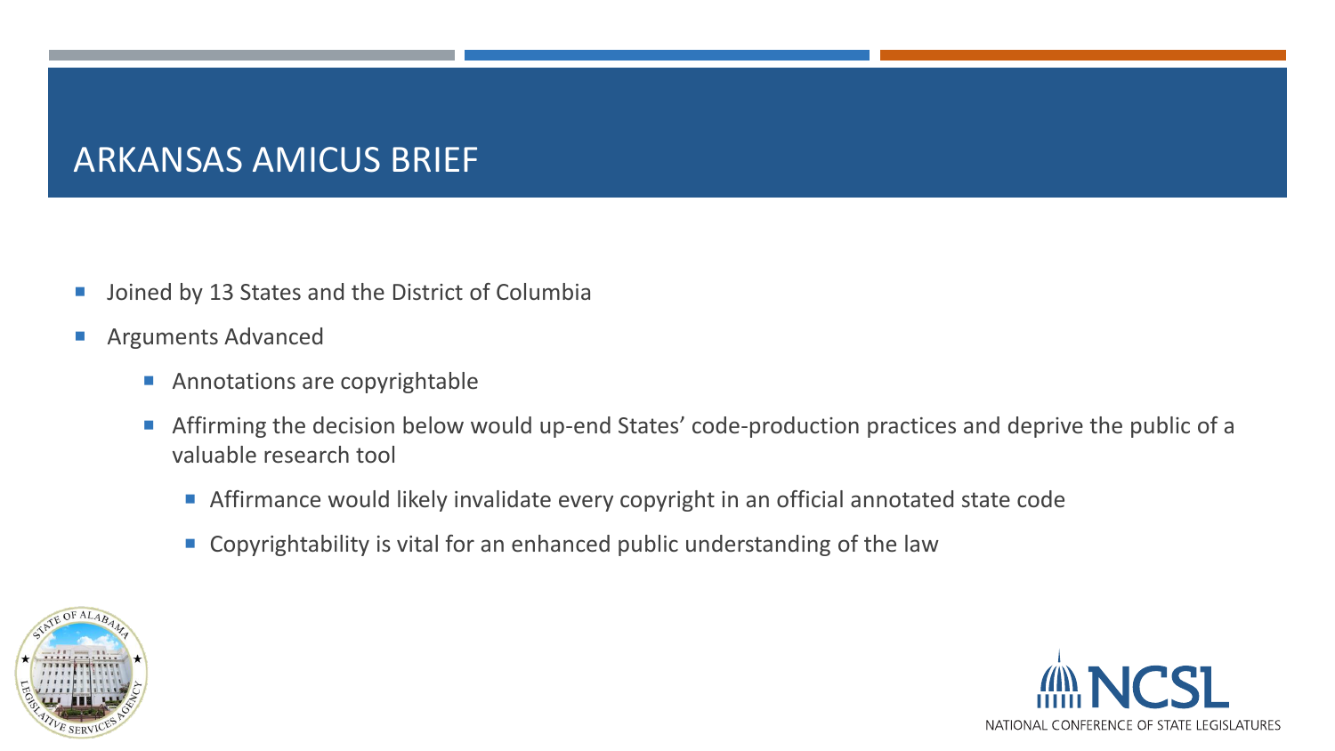# ARKANSAS AMICUS BRIEF

- Joined by 13 States and the District of Columbia
- Arguments Advanced
  - Annotations are copyrightable
  - Affirming the decision below would up-end States' code-production practices and deprive the public of a valuable research tool
    - Affirmance would likely invalidate every copyright in an official annotated state code
    - Copyrightability is vital for an enhanced public understanding of the law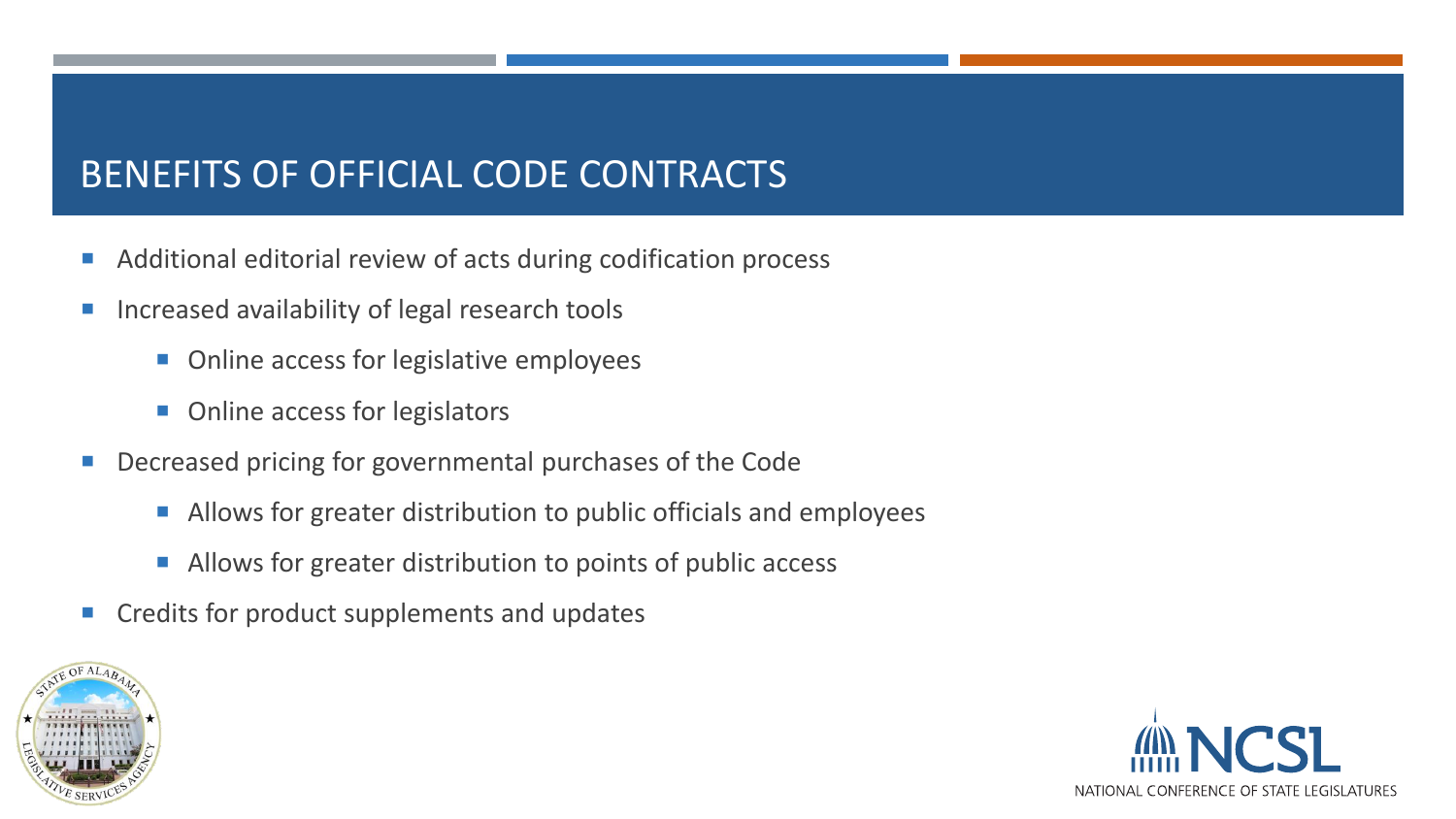# BENEFITS OF OFFICIAL CODE CONTRACTS

- Additional editorial review of acts during codification process
- Increased availability of legal research tools
  - Online access for legislative employees
  - Online access for legislators
- Decreased pricing for governmental purchases of the Code
  - Allows for greater distribution to public officials and employees
  - Allows for greater distribution to points of public access
- Credits for product supplements and updates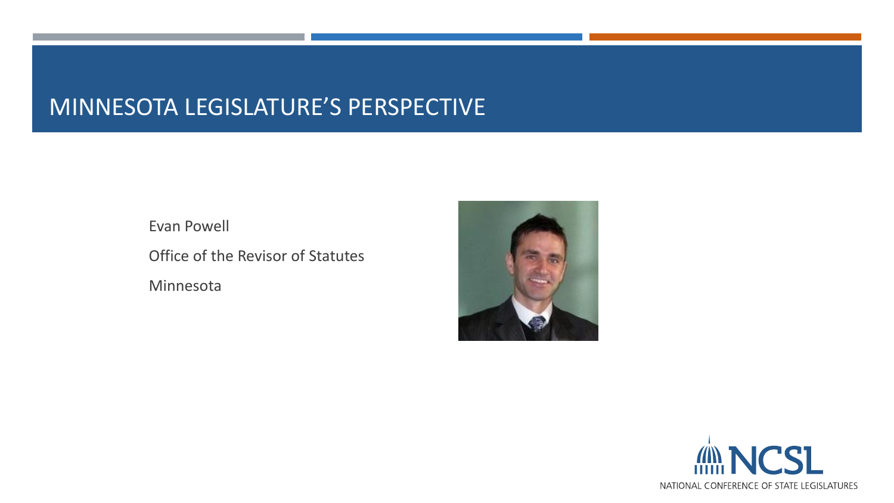# MINNESOTA LEGISLATURE'S PERSPECTIVE

Evan Powell

Office of the Revisor of Statutes

Minnesota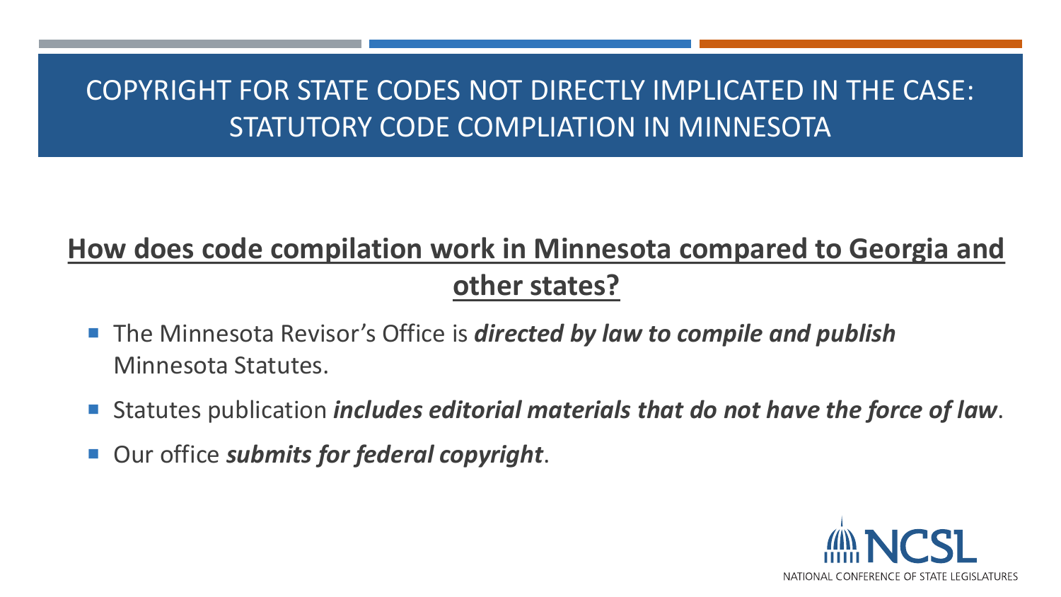# COPYRIGHT FOR STATE CODES NOT DIRECTLY IMPLICATED IN THE CASE: STATUTORY CODE COMPLIATION IN MINNESOTA

## How does code compilation work in Minnesota compared to Georgia and other states?

- The Minnesota Revisor's Office is ***directed by law to compile and publish*** Minnesota Statutes.
- Statutes publication ***includes editorial materials that do not have the force of law***.
- Our office ***submits for federal copyright***.

NCSL
NATIONAL CONFERENCE OF STATE LEGISLATURES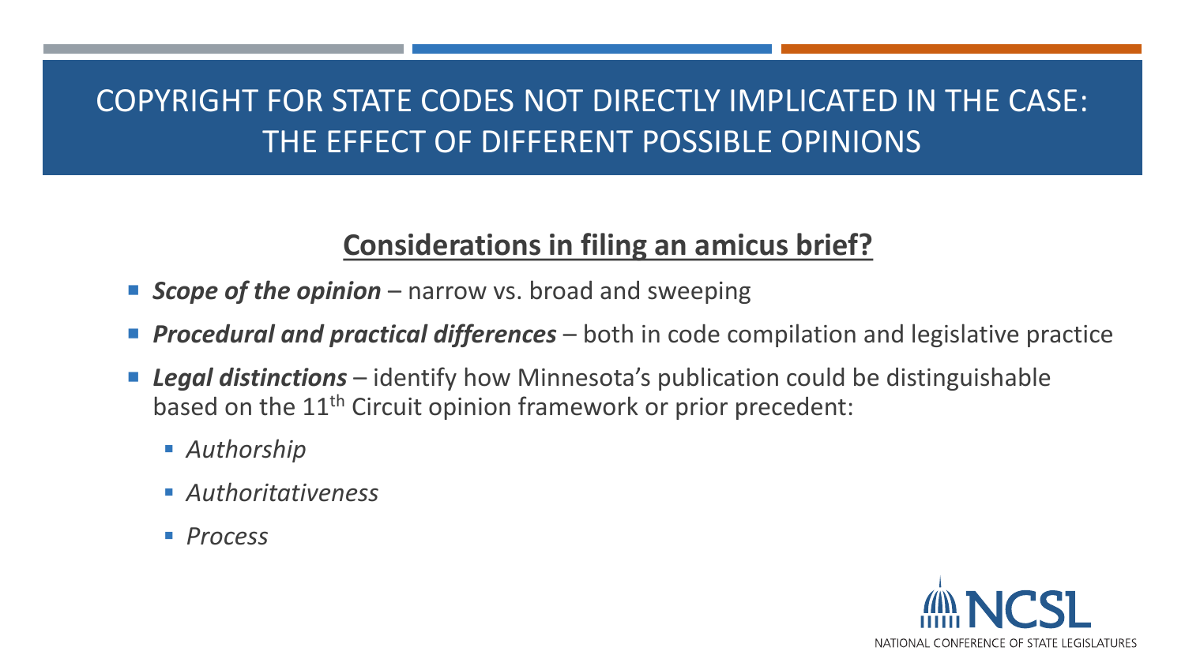# COPYRIGHT FOR STATE CODES NOT DIRECTLY IMPLICATED IN THE CASE: THE EFFECT OF DIFFERENT POSSIBLE OPINIONS

## Considerations in filing an amicus brief?

- ***Scope of the opinion*** – narrow vs. broad and sweeping
- ***Procedural and practical differences*** – both in code compilation and legislative practice
- ***Legal distinctions*** – identify how Minnesota's publication could be distinguishable based on the 11th Circuit opinion framework or prior precedent:
  - *Authorship*
  - *Authoritativeness*
  - *Process*

NCSL
NATIONAL CONFERENCE OF STATE LEGISLATURES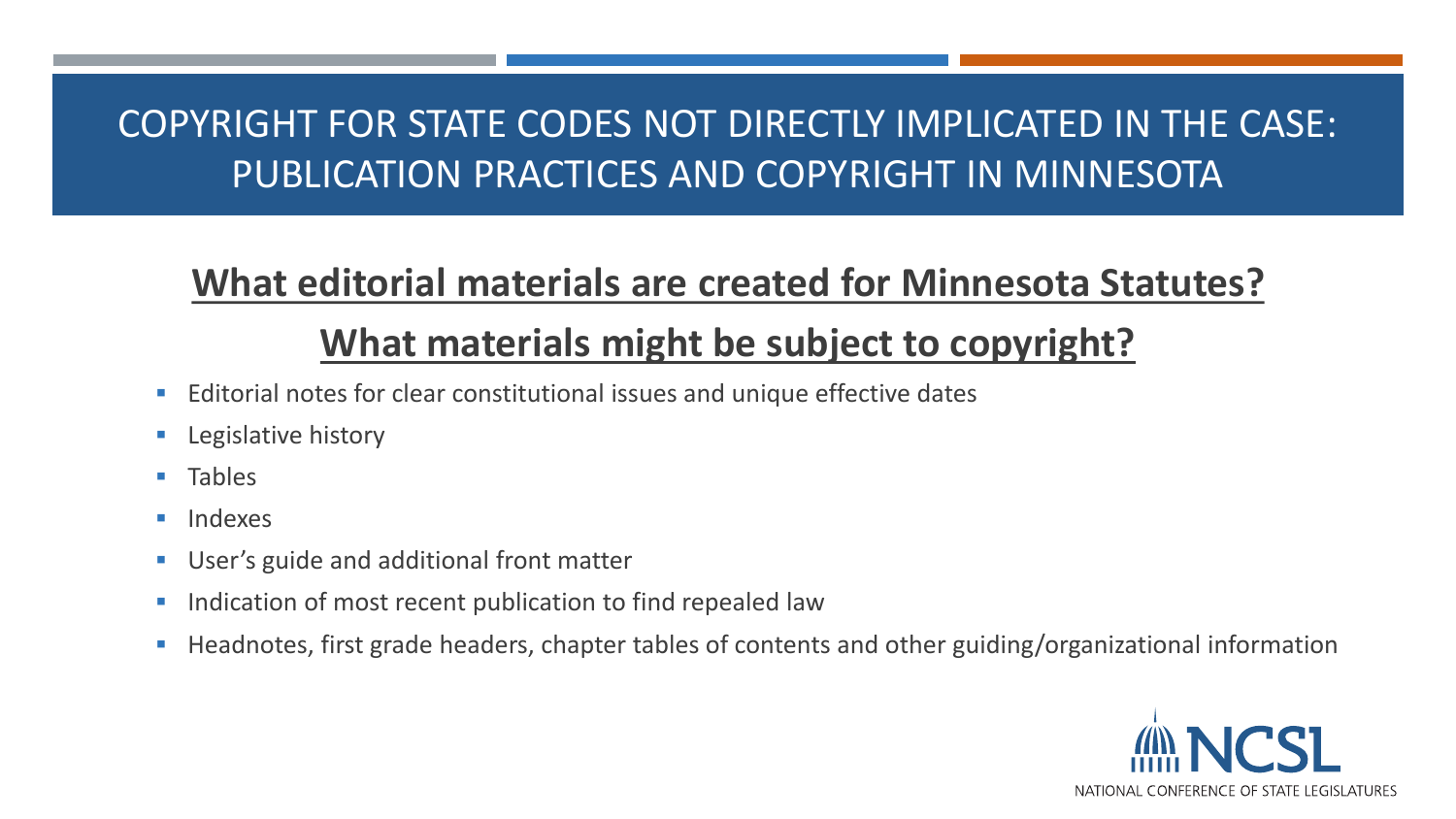# COPYRIGHT FOR STATE CODES NOT DIRECTLY IMPLICATED IN THE CASE: PUBLICATION PRACTICES AND COPYRIGHT IN MINNESOTA

## What editorial materials are created for Minnesota Statutes?

## What materials might be subject to copyright?

- Editorial notes for clear constitutional issues and unique effective dates
- Legislative history
- Tables
- Indexes
- User's guide and additional front matter
- Indication of most recent publication to find repealed law
- Headnotes, first grade headers, chapter tables of contents and other guiding/organizational information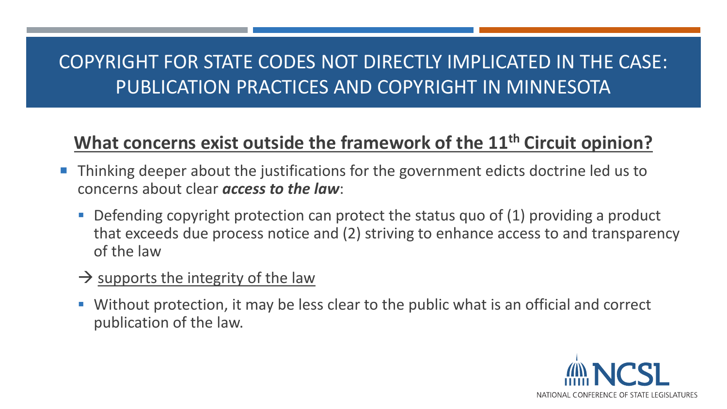# COPYRIGHT FOR STATE CODES NOT DIRECTLY IMPLICATED IN THE CASE: PUBLICATION PRACTICES AND COPYRIGHT IN MINNESOTA

## What concerns exist outside the framework of the 11th Circuit opinion?

- Thinking deeper about the justifications for the government edicts doctrine led us to concerns about clear ***access to the law***:
  - Defending copyright protection can protect the status quo of (1) providing a product that exceeds due process notice and (2) striving to enhance access to and transparency of the law
  
  → supports the integrity of the law
  
  - Without protection, it may be less clear to the public what is an official and correct publication of the law.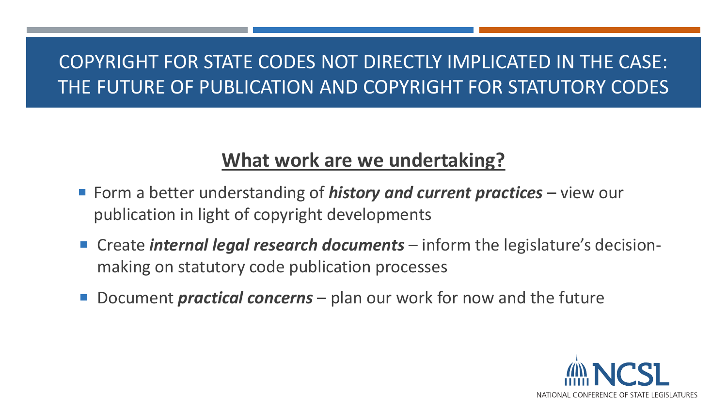# COPYRIGHT FOR STATE CODES NOT DIRECTLY IMPLICATED IN THE CASE: THE FUTURE OF PUBLICATION AND COPYRIGHT FOR STATUTORY CODES

## What work are we undertaking?

- Form a better understanding of ***history and current practices*** – view our publication in light of copyright developments
- Create ***internal legal research documents*** – inform the legislature's decision-making on statutory code publication processes
- Document ***practical concerns*** – plan our work for now and the future

NCSL
NATIONAL CONFERENCE OF STATE LEGISLATURES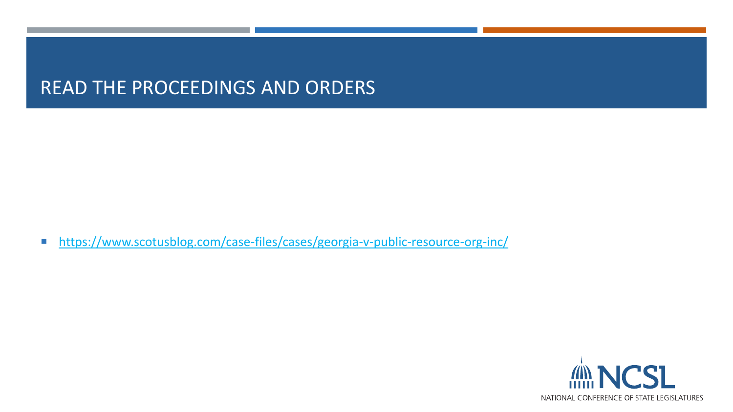# READ THE PROCEEDINGS AND ORDERS

- https://www.scotusblog.com/case-files/cases/georgia-v-public-resource-org-inc/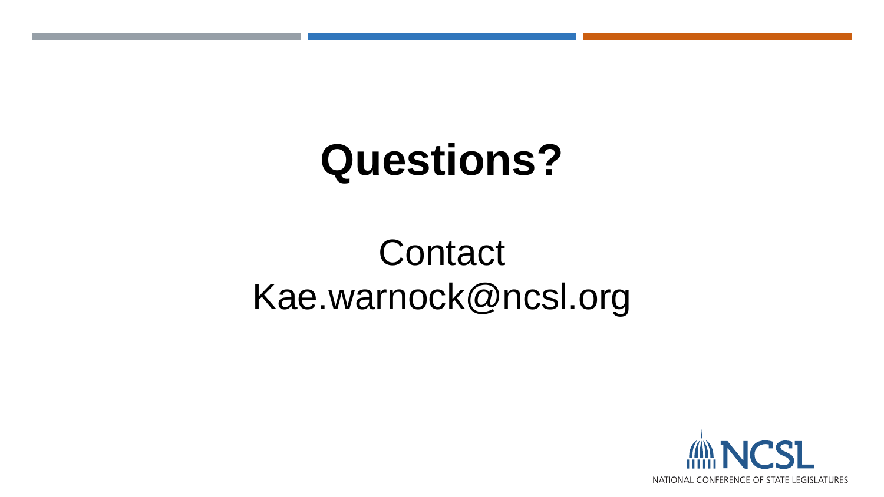# Questions?

Contact
Kae.warnock@ncsl.org

NCSL
NATIONAL CONFERENCE OF STATE LEGISLATURES